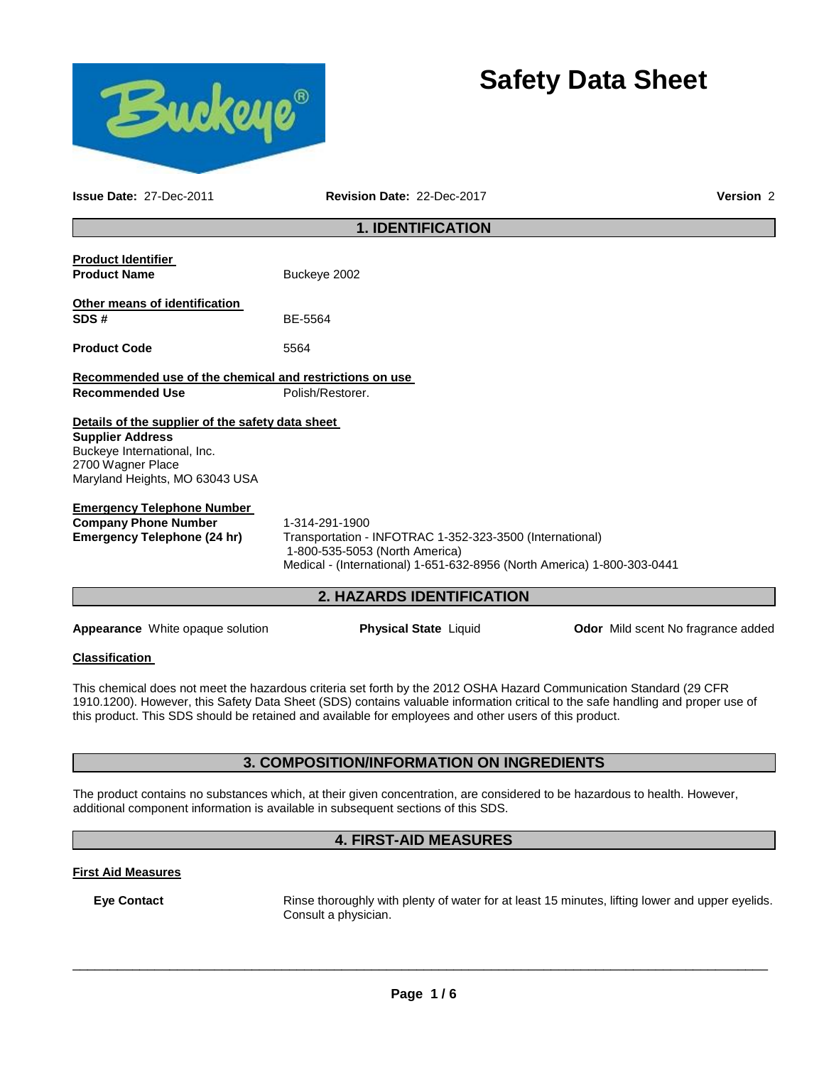# Safety Data Sheet

**Issue Date:** 27-Dec-2011 **Revision Date:** 22-Dec-2017 **Version** 2

## 1. IDENTIFICATION

**Product Identifier**

| | |
|---|---|
| **Product Name** | Buckeye 2002 |

**Other means of identification**

| | |
|---|---|
| **SDS #** | BE-5564 |
| **Product Code** | 5564 |

**Recommended use of the chemical and restrictions on use**

| | |
|---|---|
| **Recommended Use** | Polish/Restorer. |

**Details of the supplier of the safety data sheet**

**Supplier Address**
Buckeye International, Inc.
2700 Wagner Place
Maryland Heights, MO 63043 USA

**Emergency Telephone Number**

| | |
|---|---|
| **Company Phone Number** | 1-314-291-1900 |
| **Emergency Telephone (24 hr)** | Transportation - INFOTRAC 1-352-323-3500 (International) 1-800-535-5053 (North America) Medical - (International) 1-651-632-8956 (North America) 1-800-303-0441 |

## 2. HAZARDS IDENTIFICATION

**Appearance** White opaque solution **Physical State** Liquid **Odor** Mild scent No fragrance added

**Classification**

This chemical does not meet the hazardous criteria set forth by the 2012 OSHA Hazard Communication Standard (29 CFR 1910.1200). However, this Safety Data Sheet (SDS) contains valuable information critical to the safe handling and proper use of this product. This SDS should be retained and available for employees and other users of this product.

## 3. COMPOSITION/INFORMATION ON INGREDIENTS

The product contains no substances which, at their given concentration, are considered to be hazardous to health. However, additional component information is available in subsequent sections of this SDS.

## 4. FIRST-AID MEASURES

**First Aid Measures**

**Eye Contact** Rinse thoroughly with plenty of water for at least 15 minutes, lifting lower and upper eyelids. Consult a physician.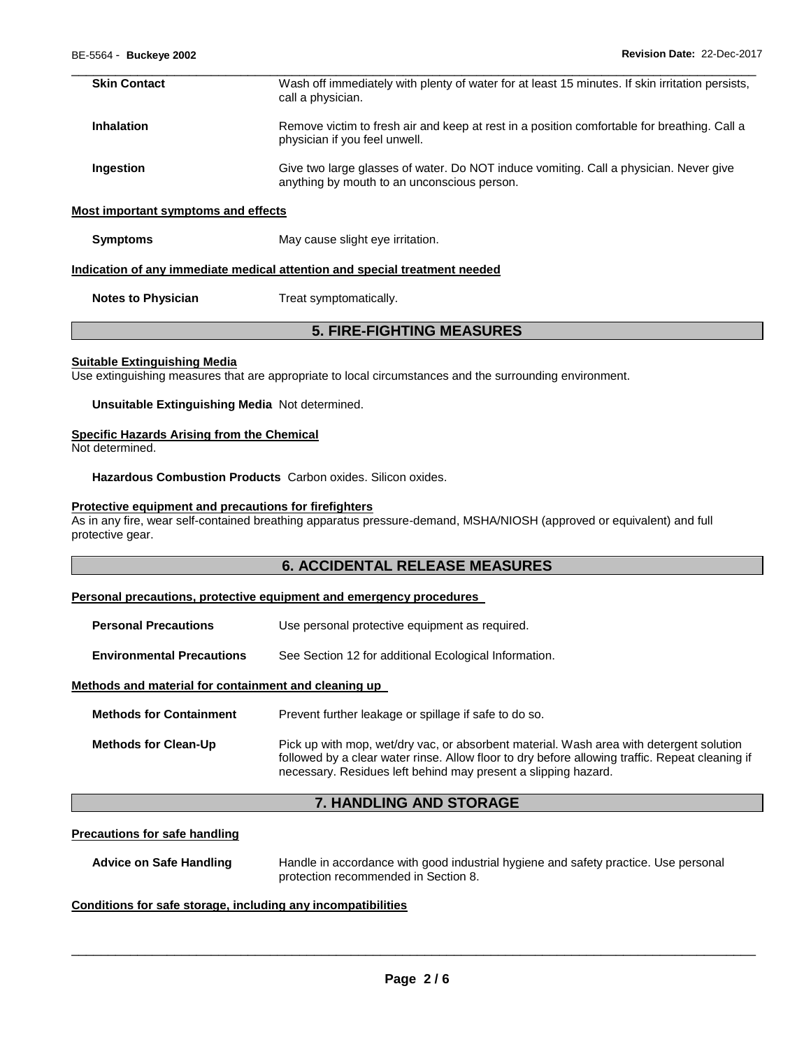**Skin Contact** Wash off immediately with plenty of water for at least 15 minutes. If skin irritation persists, call a physician.

**Inhalation** Remove victim to fresh air and keep at rest in a position comfortable for breathing. Call a physician if you feel unwell.

**Ingestion** Give two large glasses of water. Do NOT induce vomiting. Call a physician. Never give anything by mouth to an unconscious person.

**Most important symptoms and effects**

**Symptoms** May cause slight eye irritation.

**Indication of any immediate medical attention and special treatment needed**

**Notes to Physician** Treat symptomatically.

## 5. FIRE-FIGHTING MEASURES

**Suitable Extinguishing Media**

Use extinguishing measures that are appropriate to local circumstances and the surrounding environment.

**Unsuitable Extinguishing Media** Not determined.

**Specific Hazards Arising from the Chemical**

Not determined.

**Hazardous Combustion Products** Carbon oxides. Silicon oxides.

**Protective equipment and precautions for firefighters**

As in any fire, wear self-contained breathing apparatus pressure-demand, MSHA/NIOSH (approved or equivalent) and full protective gear.

## 6. ACCIDENTAL RELEASE MEASURES

**Personal precautions, protective equipment and emergency procedures**

**Personal Precautions** Use personal protective equipment as required.

**Environmental Precautions** See Section 12 for additional Ecological Information.

**Methods and material for containment and cleaning up**

**Methods for Containment** Prevent further leakage or spillage if safe to do so.

**Methods for Clean-Up** Pick up with mop, wet/dry vac, or absorbent material. Wash area with detergent solution followed by a clear water rinse. Allow floor to dry before allowing traffic. Repeat cleaning if necessary. Residues left behind may present a slipping hazard.

## 7. HANDLING AND STORAGE

**Precautions for safe handling**

**Advice on Safe Handling** Handle in accordance with good industrial hygiene and safety practice. Use personal protection recommended in Section 8.

**Conditions for safe storage, including any incompatibilities**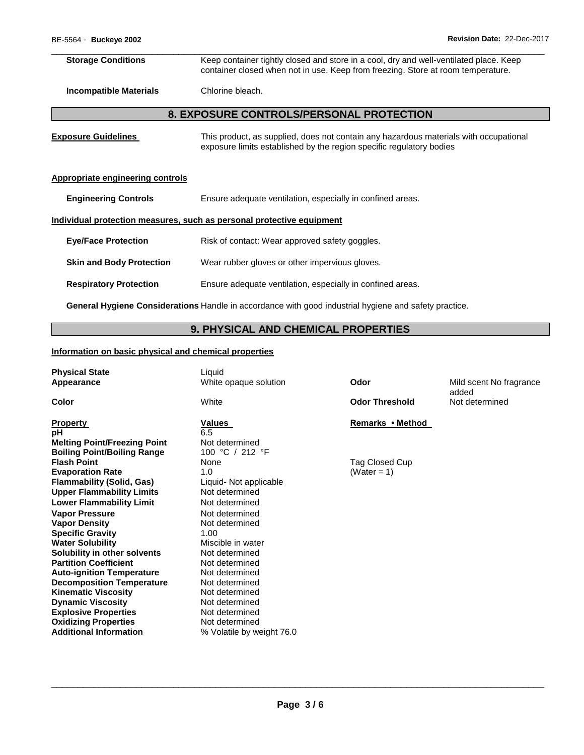| | |
|---|---|
| **Storage Conditions** | Keep container tightly closed and store in a cool, dry and well-ventilated place. Keep container closed when not in use. Keep from freezing. Store at room temperature. |
| **Incompatible Materials** | Chlorine bleach. |

## 8. EXPOSURE CONTROLS/PERSONAL PROTECTION

**Exposure Guidelines** This product, as supplied, does not contain any hazardous materials with occupational exposure limits established by the region specific regulatory bodies

**Appropriate engineering controls**

| | |
|---|---|
| **Engineering Controls** | Ensure adequate ventilation, especially in confined areas. |

**Individual protection measures, such as personal protective equipment**

| | |
|---|---|
| **Eye/Face Protection** | Risk of contact: Wear approved safety goggles. |
| **Skin and Body Protection** | Wear rubber gloves or other impervious gloves. |
| **Respiratory Protection** | Ensure adequate ventilation, especially in confined areas. |

**General Hygiene Considerations** Handle in accordance with good industrial hygiene and safety practice.

## 9. PHYSICAL AND CHEMICAL PROPERTIES

**Information on basic physical and chemical properties**

| | | | |
|---|---|---|---|
| **Physical State** | Liquid | | |
| **Appearance** | White opaque solution | **Odor** | Mild scent No fragrance added |
| **Color** | White | **Odor Threshold** | Not determined |

| **Property** | **Values** | **Remarks • Method** |
|---|---|---|
| **pH** | 6.5 | |
| **Melting Point/Freezing Point** | Not determined | |
| **Boiling Point/Boiling Range** | 100 °C / 212 °F | |
| **Flash Point** | None | Tag Closed Cup |
| **Evaporation Rate** | 1.0 | (Water = 1) |
| **Flammability (Solid, Gas)** | Liquid- Not applicable | |
| **Upper Flammability Limits** | Not determined | |
| **Lower Flammability Limit** | Not determined | |
| **Vapor Pressure** | Not determined | |
| **Vapor Density** | Not determined | |
| **Specific Gravity** | 1.00 | |
| **Water Solubility** | Miscible in water | |
| **Solubility in other solvents** | Not determined | |
| **Partition Coefficient** | Not determined | |
| **Auto-ignition Temperature** | Not determined | |
| **Decomposition Temperature** | Not determined | |
| **Kinematic Viscosity** | Not determined | |
| **Dynamic Viscosity** | Not determined | |
| **Explosive Properties** | Not determined | |
| **Oxidizing Properties** | Not determined | |
| **Additional Information** | % Volatile by weight 76.0 | |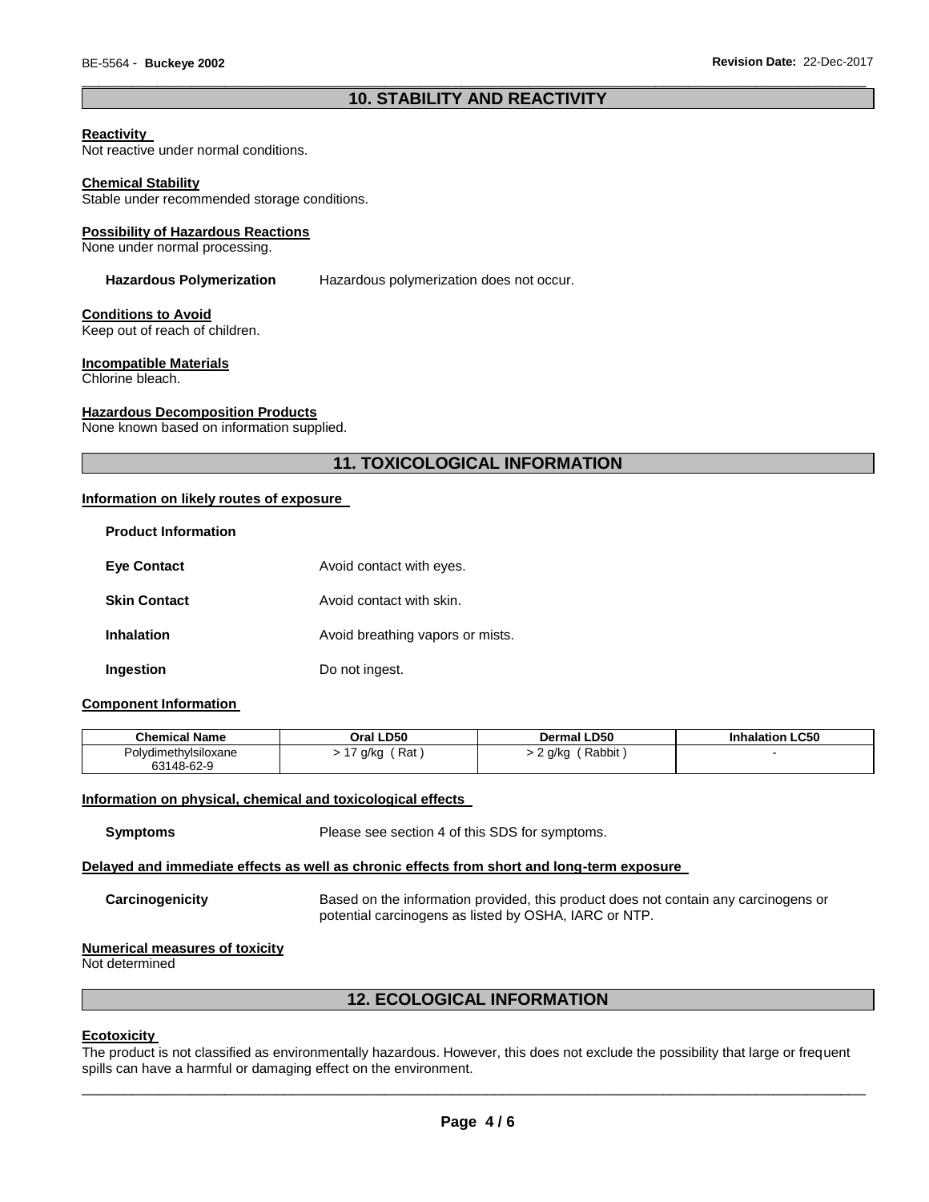## 10. STABILITY AND REACTIVITY

**Reactivity**
Not reactive under normal conditions.

**Chemical Stability**
Stable under recommended storage conditions.

**Possibility of Hazardous Reactions**
None under normal processing.

**Hazardous Polymerization** Hazardous polymerization does not occur.

**Conditions to Avoid**
Keep out of reach of children.

**Incompatible Materials**
Chlorine bleach.

**Hazardous Decomposition Products**
None known based on information supplied.

## 11. TOXICOLOGICAL INFORMATION

**Information on likely routes of exposure**

**Product Information**

**Eye Contact** Avoid contact with eyes.

**Skin Contact** Avoid contact with skin.

**Inhalation** Avoid breathing vapors or mists.

**Ingestion** Do not ingest.

**Component Information**

| Chemical Name | Oral LD50 | Dermal LD50 | Inhalation LC50 |
|---|---|---|---|
| Polydimethylsiloxane 63148-62-9 | > 17 g/kg ( Rat ) | > 2 g/kg ( Rabbit ) | - |

**Information on physical, chemical and toxicological effects**

**Symptoms** Please see section 4 of this SDS for symptoms.

**Delayed and immediate effects as well as chronic effects from short and long-term exposure**

**Carcinogenicity** Based on the information provided, this product does not contain any carcinogens or potential carcinogens as listed by OSHA, IARC or NTP.

**Numerical measures of toxicity**
Not determined

## 12. ECOLOGICAL INFORMATION

**Ecotoxicity**
The product is not classified as environmentally hazardous. However, this does not exclude the possibility that large or frequent spills can have a harmful or damaging effect on the environment.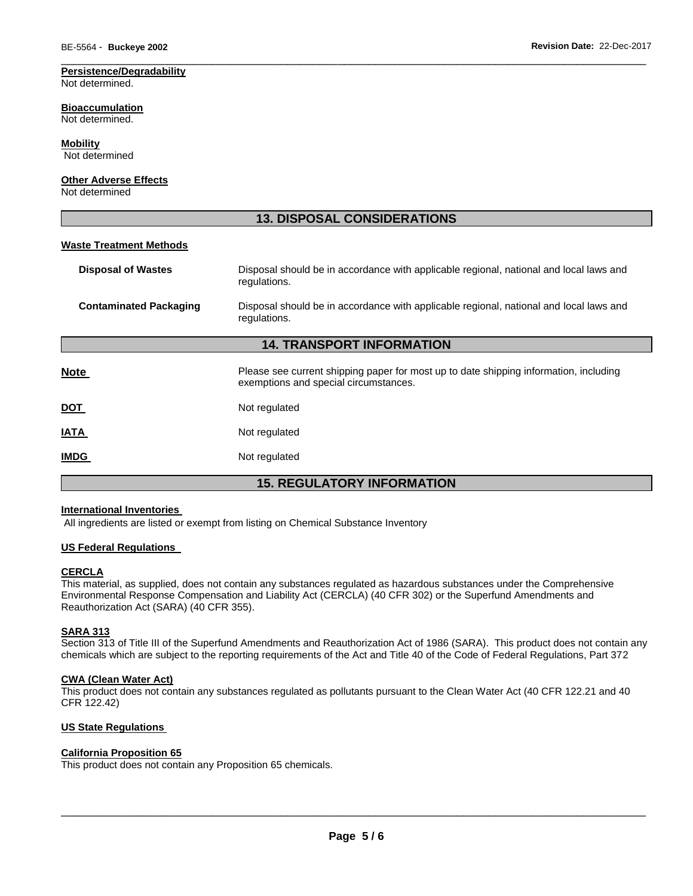**Persistence/Degradability**
Not determined.

**Bioaccumulation**
Not determined.

**Mobility**
Not determined

**Other Adverse Effects**
Not determined

## 13. DISPOSAL CONSIDERATIONS

**Waste Treatment Methods**

| | |
|---|---|
| **Disposal of Wastes** | Disposal should be in accordance with applicable regional, national and local laws and regulations. |
| **Contaminated Packaging** | Disposal should be in accordance with applicable regional, national and local laws and regulations. |

## 14. TRANSPORT INFORMATION

| | |
|---|---|
| **Note** | Please see current shipping paper for most up to date shipping information, including exemptions and special circumstances. |
| **DOT** | Not regulated |
| **IATA** | Not regulated |
| **IMDG** | Not regulated |

## 15. REGULATORY INFORMATION

**International Inventories**
All ingredients are listed or exempt from listing on Chemical Substance Inventory

**US Federal Regulations**

**CERCLA**
This material, as supplied, does not contain any substances regulated as hazardous substances under the Comprehensive Environmental Response Compensation and Liability Act (CERCLA) (40 CFR 302) or the Superfund Amendments and Reauthorization Act (SARA) (40 CFR 355).

**SARA 313**
Section 313 of Title III of the Superfund Amendments and Reauthorization Act of 1986 (SARA). This product does not contain any chemicals which are subject to the reporting requirements of the Act and Title 40 of the Code of Federal Regulations, Part 372

**CWA (Clean Water Act)**
This product does not contain any substances regulated as pollutants pursuant to the Clean Water Act (40 CFR 122.21 and 40 CFR 122.42)

**US State Regulations**

**California Proposition 65**
This product does not contain any Proposition 65 chemicals.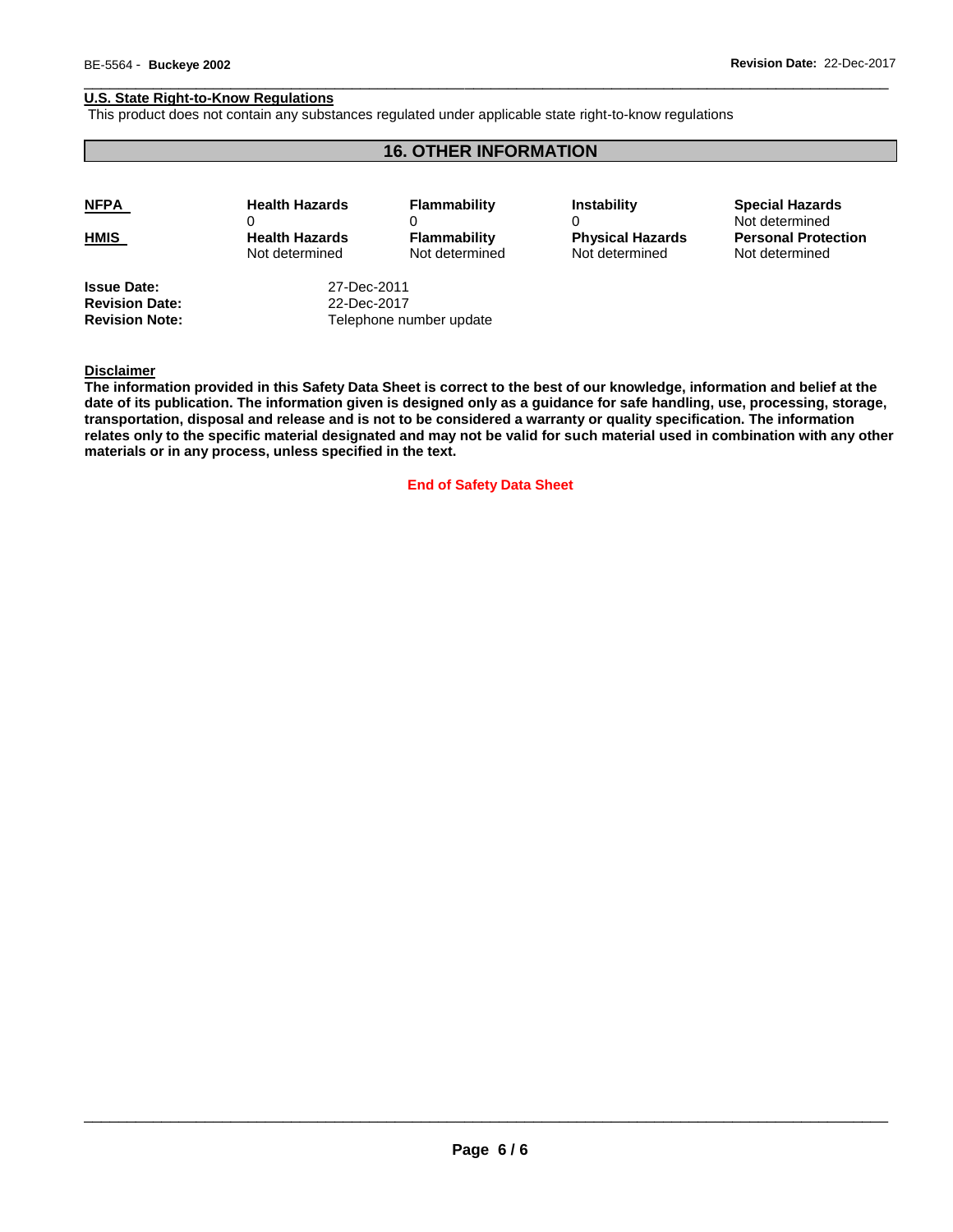**U.S. State Right-to-Know Regulations**

This product does not contain any substances regulated under applicable state right-to-know regulations

## 16. OTHER INFORMATION

| | | | | |
|---|---|---|---|---|
| **NFPA** | **Health Hazards**<br>0 | **Flammability**<br>0 | **Instability**<br>0 | **Special Hazards**<br>Not determined |
| **HMIS** | **Health Hazards**<br>Not determined | **Flammability**<br>Not determined | **Physical Hazards**<br>Not determined | **Personal Protection**<br>Not determined |

**Issue Date:** 27-Dec-2011
**Revision Date:** 22-Dec-2017
**Revision Note:** Telephone number update

**Disclaimer**

**The information provided in this Safety Data Sheet is correct to the best of our knowledge, information and belief at the date of its publication. The information given is designed only as a guidance for safe handling, use, processing, storage, transportation, disposal and release and is not to be considered a warranty or quality specification. The information relates only to the specific material designated and may not be valid for such material used in combination with any other materials or in any process, unless specified in the text.**

**End of Safety Data Sheet**